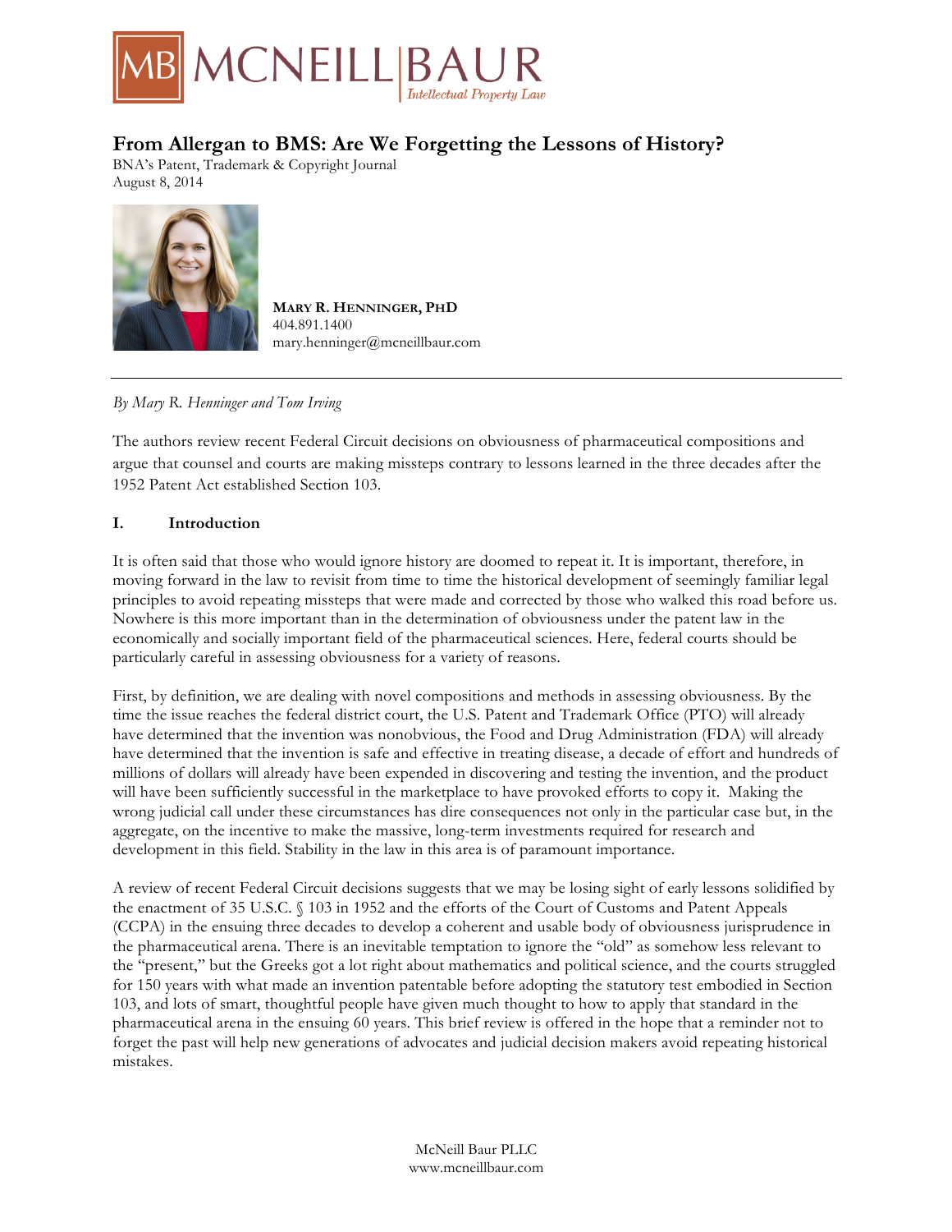# From Allergan to BMS: Are We Forgetting the Lessons of History?

BNA's Patent, Trademark & Copyright Journal
August 8, 2014

**MARY R. HENNINGER, PHD**
404.891.1400
mary.henninger@mcneillbaur.com

---

*By Mary R. Henninger and Tom Irving*

The authors review recent Federal Circuit decisions on obviousness of pharmaceutical compositions and argue that counsel and courts are making missteps contrary to lessons learned in the three decades after the 1952 Patent Act established Section 103.

## I. Introduction

It is often said that those who would ignore history are doomed to repeat it. It is important, therefore, in moving forward in the law to revisit from time to time the historical development of seemingly familiar legal principles to avoid repeating missteps that were made and corrected by those who walked this road before us. Nowhere is this more important than in the determination of obviousness under the patent law in the economically and socially important field of the pharmaceutical sciences. Here, federal courts should be particularly careful in assessing obviousness for a variety of reasons.

First, by definition, we are dealing with novel compositions and methods in assessing obviousness. By the time the issue reaches the federal district court, the U.S. Patent and Trademark Office (PTO) will already have determined that the invention was nonobvious, the Food and Drug Administration (FDA) will already have determined that the invention is safe and effective in treating disease, a decade of effort and hundreds of millions of dollars will already have been expended in discovering and testing the invention, and the product will have been sufficiently successful in the marketplace to have provoked efforts to copy it. Making the wrong judicial call under these circumstances has dire consequences not only in the particular case but, in the aggregate, on the incentive to make the massive, long-term investments required for research and development in this field. Stability in the law in this area is of paramount importance.

A review of recent Federal Circuit decisions suggests that we may be losing sight of early lessons solidified by the enactment of 35 U.S.C. § 103 in 1952 and the efforts of the Court of Customs and Patent Appeals (CCPA) in the ensuing three decades to develop a coherent and usable body of obviousness jurisprudence in the pharmaceutical arena. There is an inevitable temptation to ignore the "old" as somehow less relevant to the "present," but the Greeks got a lot right about mathematics and political science, and the courts struggled for 150 years with what made an invention patentable before adopting the statutory test embodied in Section 103, and lots of smart, thoughtful people have given much thought to how to apply that standard in the pharmaceutical arena in the ensuing 60 years. This brief review is offered in the hope that a reminder not to forget the past will help new generations of advocates and judicial decision makers avoid repeating historical mistakes.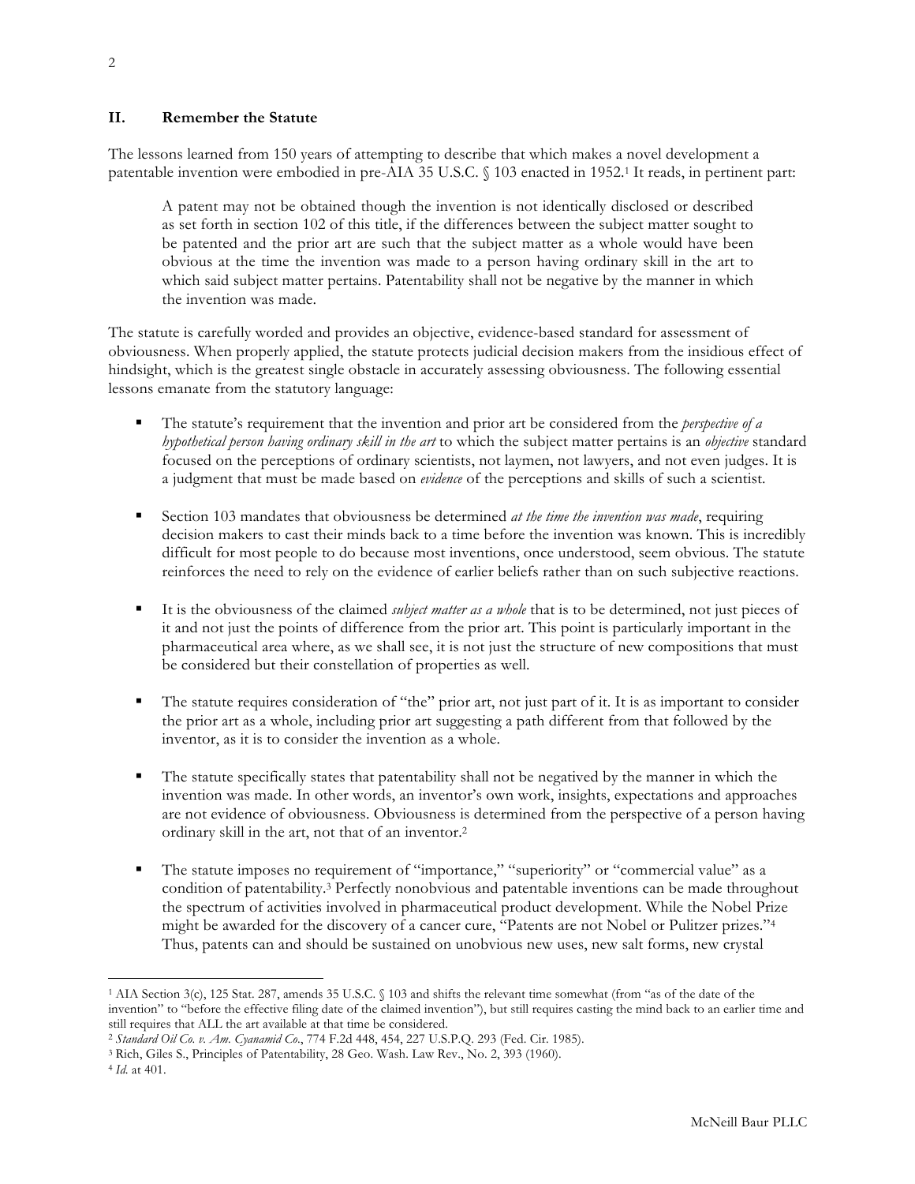## II. Remember the Statute

The lessons learned from 150 years of attempting to describe that which makes a novel development a patentable invention were embodied in pre-AIA 35 U.S.C. § 103 enacted in 1952.[1] It reads, in pertinent part:

> A patent may not be obtained though the invention is not identically disclosed or described as set forth in section 102 of this title, if the differences between the subject matter sought to be patented and the prior art are such that the subject matter as a whole would have been obvious at the time the invention was made to a person having ordinary skill in the art to which said subject matter pertains. Patentability shall not be negative by the manner in which the invention was made.

The statute is carefully worded and provides an objective, evidence-based standard for assessment of obviousness. When properly applied, the statute protects judicial decision makers from the insidious effect of hindsight, which is the greatest single obstacle in accurately assessing obviousness. The following essential lessons emanate from the statutory language:

- The statute's requirement that the invention and prior art be considered from the *perspective of a hypothetical person having ordinary skill in the art* to which the subject matter pertains is an *objective* standard focused on the perceptions of ordinary scientists, not laymen, not lawyers, and not even judges. It is a judgment that must be made based on *evidence* of the perceptions and skills of such a scientist.

- Section 103 mandates that obviousness be determined *at the time the invention was made*, requiring decision makers to cast their minds back to a time before the invention was known. This is incredibly difficult for most people to do because most inventions, once understood, seem obvious. The statute reinforces the need to rely on the evidence of earlier beliefs rather than on such subjective reactions.

- It is the obviousness of the claimed *subject matter as a whole* that is to be determined, not just pieces of it and not just the points of difference from the prior art. This point is particularly important in the pharmaceutical area where, as we shall see, it is not just the structure of new compositions that must be considered but their constellation of properties as well.

- The statute requires consideration of "the" prior art, not just part of it. It is as important to consider the prior art as a whole, including prior art suggesting a path different from that followed by the inventor, as it is to consider the invention as a whole.

- The statute specifically states that patentability shall not be negatived by the manner in which the invention was made. In other words, an inventor's own work, insights, expectations and approaches are not evidence of obviousness. Obviousness is determined from the perspective of a person having ordinary skill in the art, not that of an inventor.[2]

- The statute imposes no requirement of "importance," "superiority" or "commercial value" as a condition of patentability.[3] Perfectly nonobvious and patentable inventions can be made throughout the spectrum of activities involved in pharmaceutical product development. While the Nobel Prize might be awarded for the discovery of a cancer cure, "Patents are not Nobel or Pulitzer prizes."[4] Thus, patents can and should be sustained on unobvious new uses, new salt forms, new crystal

---

[1] AIA Section 3(c), 125 Stat. 287, amends 35 U.S.C. § 103 and shifts the relevant time somewhat (from "as of the date of the invention" to "before the effective filing date of the claimed invention"), but still requires casting the mind back to an earlier time and still requires that ALL the art available at that time be considered.

[2] *Standard Oil Co. v. Am. Cyanamid Co.*, 774 F.2d 448, 454, 227 U.S.P.Q. 293 (Fed. Cir. 1985).

[3] Rich, Giles S., Principles of Patentability, 28 Geo. Wash. Law Rev., No. 2, 393 (1960).

[4] *Id.* at 401.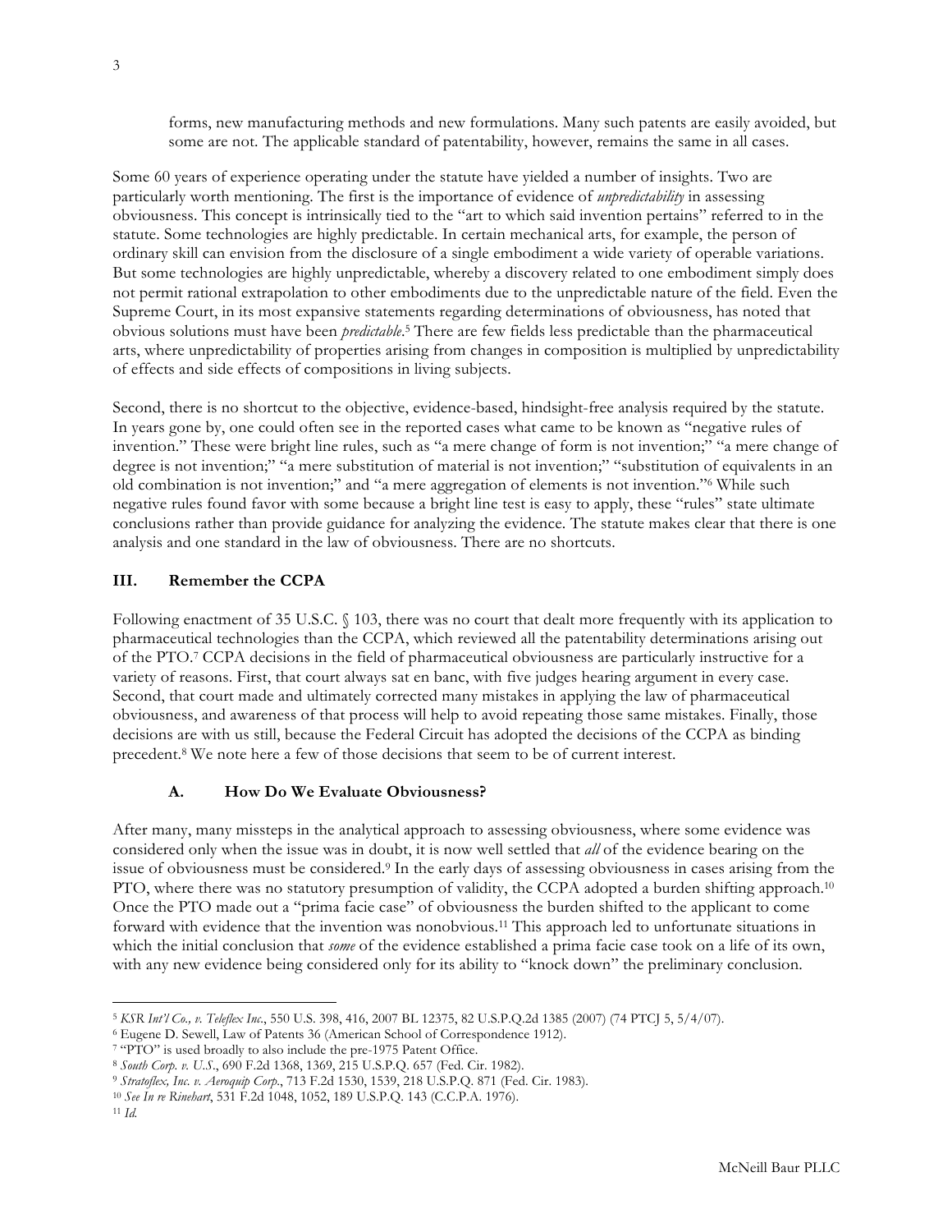> forms, new manufacturing methods and new formulations. Many such patents are easily avoided, but some are not. The applicable standard of patentability, however, remains the same in all cases.

Some 60 years of experience operating under the statute have yielded a number of insights. Two are particularly worth mentioning. The first is the importance of evidence of *unpredictability* in assessing obviousness. This concept is intrinsically tied to the "art to which said invention pertains" referred to in the statute. Some technologies are highly predictable. In certain mechanical arts, for example, the person of ordinary skill can envision from the disclosure of a single embodiment a wide variety of operable variations. But some technologies are highly unpredictable, whereby a discovery related to one embodiment simply does not permit rational extrapolation to other embodiments due to the unpredictable nature of the field. Even the Supreme Court, in its most expansive statements regarding determinations of obviousness, has noted that obvious solutions must have been *predictable*.[5] There are few fields less predictable than the pharmaceutical arts, where unpredictability of properties arising from changes in composition is multiplied by unpredictability of effects and side effects of compositions in living subjects.

Second, there is no shortcut to the objective, evidence-based, hindsight-free analysis required by the statute. In years gone by, one could often see in the reported cases what came to be known as "negative rules of invention." These were bright line rules, such as "a mere change of form is not invention;" "a mere change of degree is not invention;" "a mere substitution of material is not invention;" "substitution of equivalents in an old combination is not invention;" and "a mere aggregation of elements is not invention."[6] While such negative rules found favor with some because a bright line test is easy to apply, these "rules" state ultimate conclusions rather than provide guidance for analyzing the evidence. The statute makes clear that there is one analysis and one standard in the law of obviousness. There are no shortcuts.

## III. Remember the CCPA

Following enactment of 35 U.S.C. § 103, there was no court that dealt more frequently with its application to pharmaceutical technologies than the CCPA, which reviewed all the patentability determinations arising out of the PTO.[7] CCPA decisions in the field of pharmaceutical obviousness are particularly instructive for a variety of reasons. First, that court always sat en banc, with five judges hearing argument in every case. Second, that court made and ultimately corrected many mistakes in applying the law of pharmaceutical obviousness, and awareness of that process will help to avoid repeating those same mistakes. Finally, those decisions are with us still, because the Federal Circuit has adopted the decisions of the CCPA as binding precedent.[8] We note here a few of those decisions that seem to be of current interest.

### A. How Do We Evaluate Obviousness?

After many, many missteps in the analytical approach to assessing obviousness, where some evidence was considered only when the issue was in doubt, it is now well settled that *all* of the evidence bearing on the issue of obviousness must be considered.[9] In the early days of assessing obviousness in cases arising from the PTO, where there was no statutory presumption of validity, the CCPA adopted a burden shifting approach.[10] Once the PTO made out a "prima facie case" of obviousness the burden shifted to the applicant to come forward with evidence that the invention was nonobvious.[11] This approach led to unfortunate situations in which the initial conclusion that *some* of the evidence established a prima facie case took on a life of its own, with any new evidence being considered only for its ability to "knock down" the preliminary conclusion.

---

[5] *KSR Int'l Co., v. Teleflex Inc.*, 550 U.S. 398, 416, 2007 BL 12375, 82 U.S.P.Q.2d 1385 (2007) (74 PTCJ 5, 5/4/07).

[6] Eugene D. Sewell, Law of Patents 36 (American School of Correspondence 1912).

[7] "PTO" is used broadly to also include the pre-1975 Patent Office.

[8] *South Corp. v. U.S.*, 690 F.2d 1368, 1369, 215 U.S.P.Q. 657 (Fed. Cir. 1982).

[9] *Stratoflex, Inc. v. Aeroquip Corp.*, 713 F.2d 1530, 1539, 218 U.S.P.Q. 871 (Fed. Cir. 1983).

[10] *See In re Rinehart*, 531 F.2d 1048, 1052, 189 U.S.P.Q. 143 (C.C.P.A. 1976).

[11] *Id.*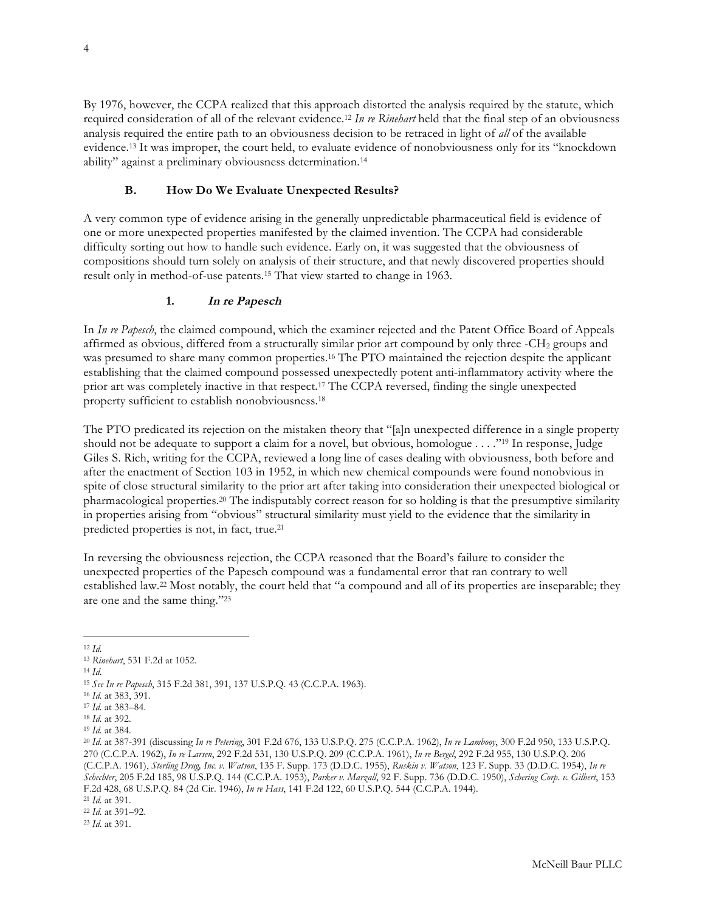By 1976, however, the CCPA realized that this approach distorted the analysis required by the statute, which required consideration of all of the relevant evidence.[12] *In re Rinehart* held that the final step of an obviousness analysis required the entire path to an obviousness decision to be retraced in light of *all* of the available evidence.[13] It was improper, the court held, to evaluate evidence of nonobviousness only for its "knockdown ability" against a preliminary obviousness determination.[14]

### B. How Do We Evaluate Unexpected Results?

A very common type of evidence arising in the generally unpredictable pharmaceutical field is evidence of one or more unexpected properties manifested by the claimed invention. The CCPA had considerable difficulty sorting out how to handle such evidence. Early on, it was suggested that the obviousness of compositions should turn solely on analysis of their structure, and that newly discovered properties should result only in method-of-use patents.[15] That view started to change in 1963.

#### 1. *In re Papesch*

In *In re Papesch*, the claimed compound, which the examiner rejected and the Patent Office Board of Appeals affirmed as obvious, differed from a structurally similar prior art compound by only three -$CH_2$ groups and was presumed to share many common properties.[16] The PTO maintained the rejection despite the applicant establishing that the claimed compound possessed unexpectedly potent anti-inflammatory activity where the prior art was completely inactive in that respect.[17] The CCPA reversed, finding the single unexpected property sufficient to establish nonobviousness.[18]

The PTO predicated its rejection on the mistaken theory that "[a]n unexpected difference in a single property should not be adequate to support a claim for a novel, but obvious, homologue . . . ."[19] In response, Judge Giles S. Rich, writing for the CCPA, reviewed a long line of cases dealing with obviousness, both before and after the enactment of Section 103 in 1952, in which new chemical compounds were found nonobvious in spite of close structural similarity to the prior art after taking into consideration their unexpected biological or pharmacological properties.[20] The indisputably correct reason for so holding is that the presumptive similarity in properties arising from "obvious" structural similarity must yield to the evidence that the similarity in predicted properties is not, in fact, true.[21]

In reversing the obviousness rejection, the CCPA reasoned that the Board's failure to consider the unexpected properties of the Papesch compound was a fundamental error that ran contrary to well established law.[22] Most notably, the court held that "a compound and all of its properties are inseparable; they are one and the same thing."[23]

---

[12] *Id.*

[13] *Rinehart*, 531 F.2d at 1052.

[14] *Id.*

[15] *See In re Papesch*, 315 F.2d 381, 391, 137 U.S.P.Q. 43 (C.C.P.A. 1963).

[16] *Id.* at 383, 391.

[17] *Id.* at 383–84.

[18] *Id.* at 392.

[19] *Id.* at 384.

[20] *Id.* at 387-391 (discussing *In re Petering*, 301 F.2d 676, 133 U.S.P.Q. 275 (C.C.P.A. 1962), *In re Lambooy*, 300 F.2d 950, 133 U.S.P.Q. 270 (C.C.P.A. 1962), *In re Larsen*, 292 F.2d 531, 130 U.S.P.Q. 209 (C.C.P.A. 1961), *In re Bergel*, 292 F.2d 955, 130 U.S.P.Q. 206 (C.C.P.A. 1961), *Sterling Drug, Inc. v. Watson*, 135 F. Supp. 173 (D.D.C. 1955), *Ruskin v. Watson*, 123 F. Supp. 33 (D.D.C. 1954), *In re Schechter*, 205 F.2d 185, 98 U.S.P.Q. 144 (C.C.P.A. 1953), *Parker v. Marzall*, 92 F. Supp. 736 (D.D.C. 1950), *Schering Corp. v. Gilbert*, 153 F.2d 428, 68 U.S.P.Q. 84 (2d Cir. 1946), *In re Hass*, 141 F.2d 122, 60 U.S.P.Q. 544 (C.C.P.A. 1944).

[21] *Id.* at 391.

[22] *Id.* at 391–92.

[23] *Id.* at 391.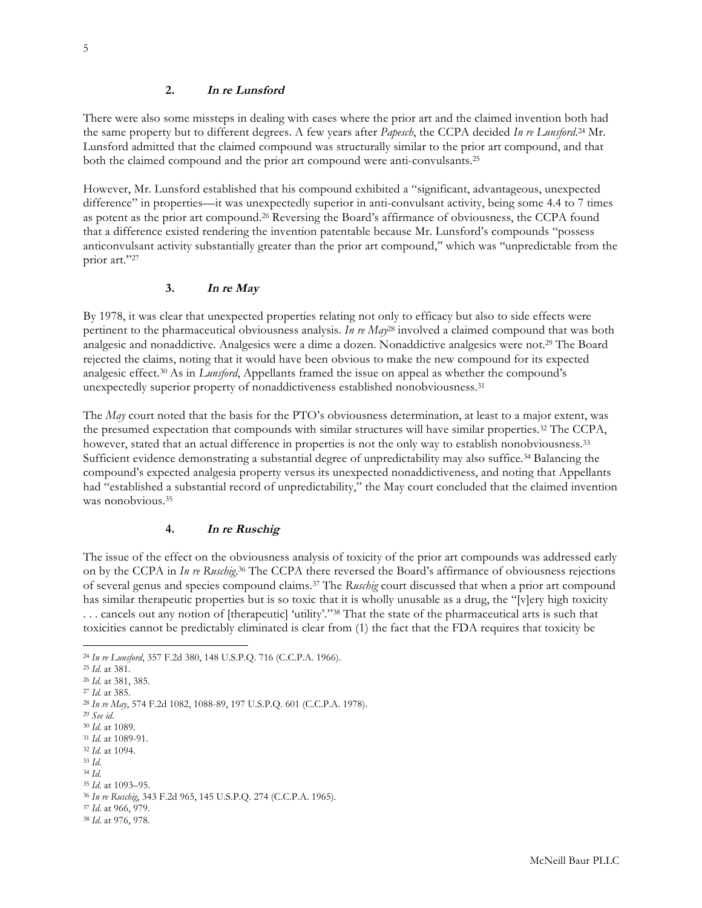### 2. *In re Lunsford*

There were also some missteps in dealing with cases where the prior art and the claimed invention both had the same property but to different degrees. A few years after *Papesch*, the CCPA decided *In re Lunsford*.[24] Mr. Lunsford admitted that the claimed compound was structurally similar to the prior art compound, and that both the claimed compound and the prior art compound were anti-convulsants.[25]

However, Mr. Lunsford established that his compound exhibited a "significant, advantageous, unexpected difference" in properties—it was unexpectedly superior in anti-convulsant activity, being some 4.4 to 7 times as potent as the prior art compound.[26] Reversing the Board's affirmance of obviousness, the CCPA found that a difference existed rendering the invention patentable because Mr. Lunsford's compounds "possess anticonvulsant activity substantially greater than the prior art compound," which was "unpredictable from the prior art."[27]

### 3. *In re May*

By 1978, it was clear that unexpected properties relating not only to efficacy but also to side effects were pertinent to the pharmaceutical obviousness analysis. *In re May*[28] involved a claimed compound that was both analgesic and nonaddictive. Analgesics were a dime a dozen. Nonaddictive analgesics were not.[29] The Board rejected the claims, noting that it would have been obvious to make the new compound for its expected analgesic effect.[30] As in *Lunsford*, Appellants framed the issue on appeal as whether the compound's unexpectedly superior property of nonaddictiveness established nonobviousness.[31]

The *May* court noted that the basis for the PTO's obviousness determination, at least to a major extent, was the presumed expectation that compounds with similar structures will have similar properties.[32] The CCPA, however, stated that an actual difference in properties is not the only way to establish nonobviousness.[33] Sufficient evidence demonstrating a substantial degree of unpredictability may also suffice.[34] Balancing the compound's expected analgesia property versus its unexpected nonaddictiveness, and noting that Appellants had "established a substantial record of unpredictability," the May court concluded that the claimed invention was nonobvious.[35]

### 4. *In re Ruschig*

The issue of the effect on the obviousness analysis of toxicity of the prior art compounds was addressed early on by the CCPA in *In re Ruschig*.[36] The CCPA there reversed the Board's affirmance of obviousness rejections of several genus and species compound claims.[37] The *Ruschig* court discussed that when a prior art compound has similar therapeutic properties but is so toxic that it is wholly unusable as a drug, the "[v]ery high toxicity . . . cancels out any notion of [therapeutic] 'utility'."[38] That the state of the pharmaceutical arts is such that toxicities cannot be predictably eliminated is clear from (1) the fact that the FDA requires that toxicity be

---

[24] *In re Lunsford*, 357 F.2d 380, 148 U.S.P.Q. 716 (C.C.P.A. 1966).
[25] *Id.* at 381.
[26] *Id.* at 381, 385.
[27] *Id.* at 385.
[28] *In re May*, 574 F.2d 1082, 1088-89, 197 U.S.P.Q. 601 (C.C.P.A. 1978).
[29] *See id.*
[30] *Id.* at 1089.
[31] *Id.* at 1089-91.
[32] *Id.* at 1094.
[33] *Id.*
[34] *Id.*
[35] *Id.* at 1093–95.
[36] *In re Ruschig*, 343 F.2d 965, 145 U.S.P.Q. 274 (C.C.P.A. 1965).
[37] *Id.* at 966, 979.
[38] *Id.* at 976, 978.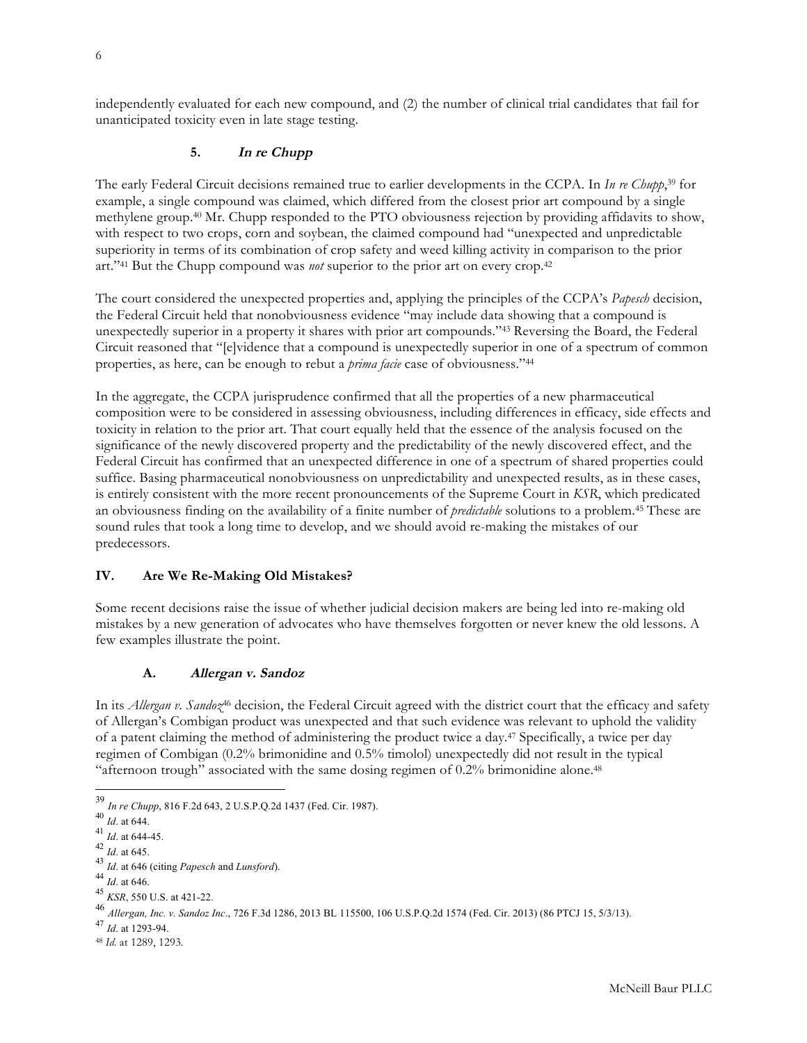independently evaluated for each new compound, and (2) the number of clinical trial candidates that fail for unanticipated toxicity even in late stage testing.

### 5. *In re Chupp*

The early Federal Circuit decisions remained true to earlier developments in the CCPA. In *In re Chupp*,[39] for example, a single compound was claimed, which differed from the closest prior art compound by a single methylene group.[40] Mr. Chupp responded to the PTO obviousness rejection by providing affidavits to show, with respect to two crops, corn and soybean, the claimed compound had "unexpected and unpredictable superiority in terms of its combination of crop safety and weed killing activity in comparison to the prior art."[41] But the Chupp compound was *not* superior to the prior art on every crop.[42]

The court considered the unexpected properties and, applying the principles of the CCPA's *Papesch* decision, the Federal Circuit held that nonobviousness evidence "may include data showing that a compound is unexpectedly superior in a property it shares with prior art compounds."[43] Reversing the Board, the Federal Circuit reasoned that "[e]vidence that a compound is unexpectedly superior in one of a spectrum of common properties, as here, can be enough to rebut a *prima facie* case of obviousness."[44]

In the aggregate, the CCPA jurisprudence confirmed that all the properties of a new pharmaceutical composition were to be considered in assessing obviousness, including differences in efficacy, side effects and toxicity in relation to the prior art. That court equally held that the essence of the analysis focused on the significance of the newly discovered property and the predictability of the newly discovered effect, and the Federal Circuit has confirmed that an unexpected difference in one of a spectrum of shared properties could suffice. Basing pharmaceutical nonobviousness on unpredictability and unexpected results, as in these cases, is entirely consistent with the more recent pronouncements of the Supreme Court in *KSR*, which predicated an obviousness finding on the availability of a finite number of *predictable* solutions to a problem.[45] These are sound rules that took a long time to develop, and we should avoid re-making the mistakes of our predecessors.

## IV. Are We Re-Making Old Mistakes?

Some recent decisions raise the issue of whether judicial decision makers are being led into re-making old mistakes by a new generation of advocates who have themselves forgotten or never knew the old lessons. A few examples illustrate the point.

### A. *Allergan v. Sandoz*

In its *Allergan v. Sandoz*[46] decision, the Federal Circuit agreed with the district court that the efficacy and safety of Allergan's Combigan product was unexpected and that such evidence was relevant to uphold the validity of a patent claiming the method of administering the product twice a day.[47] Specifically, a twice per day regimen of Combigan (0.2% brimonidine and 0.5% timolol) unexpectedly did not result in the typical "afternoon trough" associated with the same dosing regimen of 0.2% brimonidine alone.[48]

---

[39] *In re Chupp*, 816 F.2d 643, 2 U.S.P.Q.2d 1437 (Fed. Cir. 1987).

[40] *Id*. at 644.

[41] *Id*. at 644-45.

[42] *Id*. at 645.

[43] *Id*. at 646 (citing *Papesch* and *Lunsford*).

[44] *Id*. at 646.

[45] *KSR*, 550 U.S. at 421-22.

[46] *Allergan, Inc. v. Sandoz Inc*., 726 F.3d 1286, 2013 BL 115500, 106 U.S.P.Q.2d 1574 (Fed. Cir. 2013) (86 PTCJ 15, 5/3/13).

[47] *Id*. at 1293-94.

[48] *Id*. at 1289, 1293.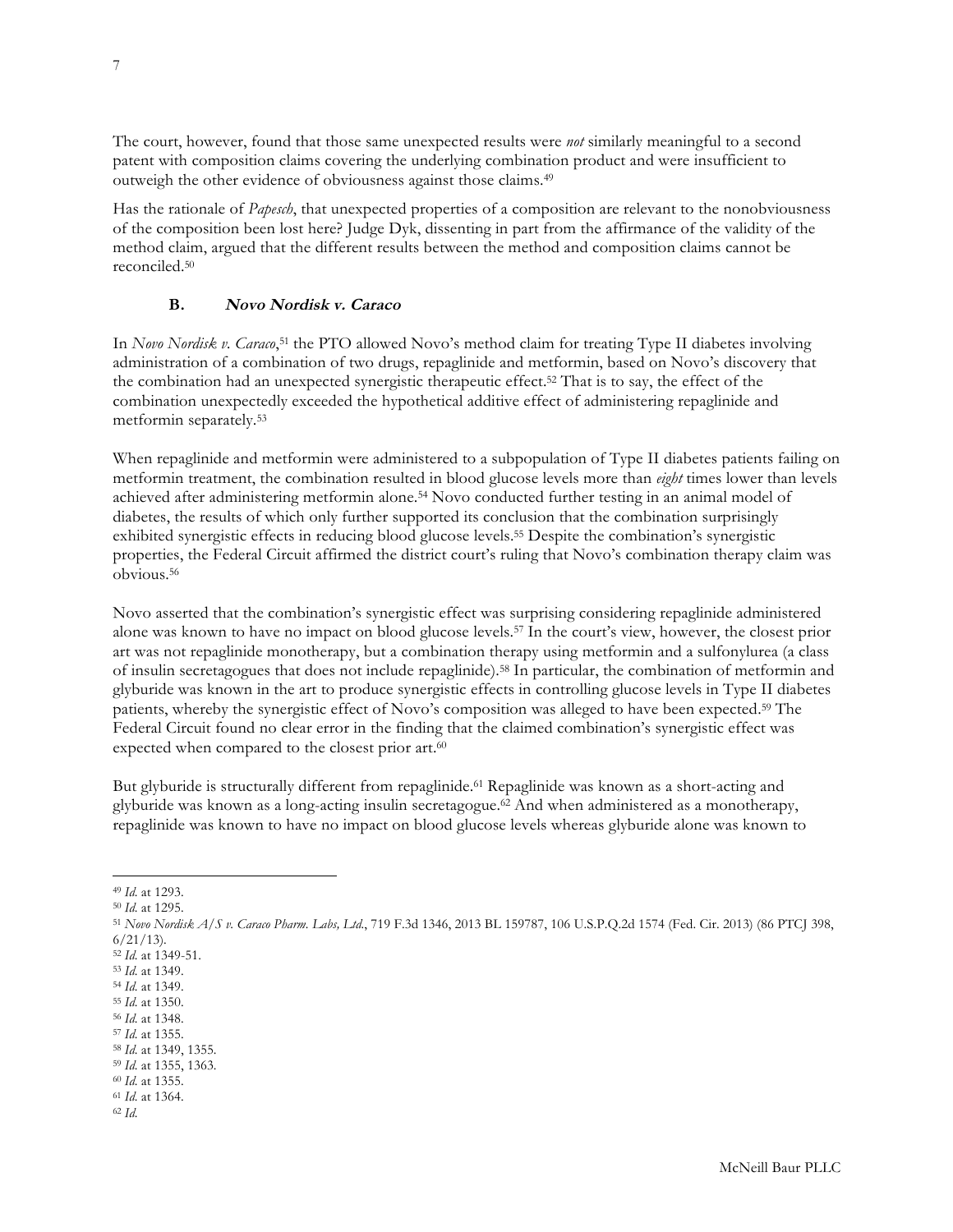The court, however, found that those same unexpected results were *not* similarly meaningful to a second patent with composition claims covering the underlying combination product and were insufficient to outweigh the other evidence of obviousness against those claims.[49]

Has the rationale of *Papesch*, that unexpected properties of a composition are relevant to the nonobviousness of the composition been lost here? Judge Dyk, dissenting in part from the affirmance of the validity of the method claim, argued that the different results between the method and composition claims cannot be reconciled.[50]

### B. *Novo Nordisk v. Caraco*

In *Novo Nordisk v. Caraco*,[51] the PTO allowed Novo's method claim for treating Type II diabetes involving administration of a combination of two drugs, repaglinide and metformin, based on Novo's discovery that the combination had an unexpected synergistic therapeutic effect.[52] That is to say, the effect of the combination unexpectedly exceeded the hypothetical additive effect of administering repaglinide and metformin separately.[53]

When repaglinide and metformin were administered to a subpopulation of Type II diabetes patients failing on metformin treatment, the combination resulted in blood glucose levels more than *eight* times lower than levels achieved after administering metformin alone.[54] Novo conducted further testing in an animal model of diabetes, the results of which only further supported its conclusion that the combination surprisingly exhibited synergistic effects in reducing blood glucose levels.[55] Despite the combination's synergistic properties, the Federal Circuit affirmed the district court's ruling that Novo's combination therapy claim was obvious.[56]

Novo asserted that the combination's synergistic effect was surprising considering repaglinide administered alone was known to have no impact on blood glucose levels.[57] In the court's view, however, the closest prior art was not repaglinide monotherapy, but a combination therapy using metformin and a sulfonylurea (a class of insulin secretagogues that does not include repaglinide).[58] In particular, the combination of metformin and glyburide was known in the art to produce synergistic effects in controlling glucose levels in Type II diabetes patients, whereby the synergistic effect of Novo's composition was alleged to have been expected.[59] The Federal Circuit found no clear error in the finding that the claimed combination's synergistic effect was expected when compared to the closest prior art.[60]

But glyburide is structurally different from repaglinide.[61] Repaglinide was known as a short-acting and glyburide was known as a long-acting insulin secretagogue.[62] And when administered as a monotherapy, repaglinide was known to have no impact on blood glucose levels whereas glyburide alone was known to

---

[49] *Id*. at 1293.
[50] *Id*. at 1295.
[51] *Novo Nordisk A/S v. Caraco Pharm. Labs, Ltd*., 719 F.3d 1346, 2013 BL 159787, 106 U.S.P.Q.2d 1574 (Fed. Cir. 2013) (86 PTCJ 398, 6/21/13).
[52] *Id*. at 1349-51.
[53] *Id*. at 1349.
[54] *Id*. at 1349.
[55] *Id*. at 1350.
[56] *Id*. at 1348.
[57] *Id*. at 1355.
[58] *Id*. at 1349, 1355.
[59] *Id*. at 1355, 1363.
[60] *Id*. at 1355.
[61] *Id*. at 1364.
[62] *Id*.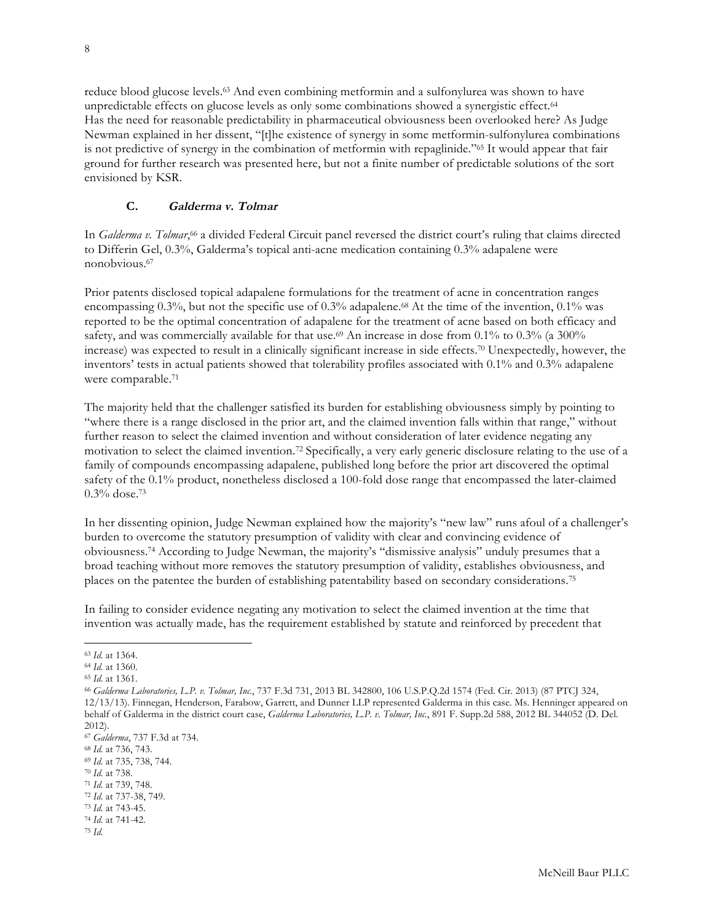reduce blood glucose levels.[63] And even combining metformin and a sulfonylurea was shown to have unpredictable effects on glucose levels as only some combinations showed a synergistic effect.[64] Has the need for reasonable predictability in pharmaceutical obviousness been overlooked here? As Judge Newman explained in her dissent, "[t]he existence of synergy in some metformin-sulfonylurea combinations is not predictive of synergy in the combination of metformin with repaglinide."[65] It would appear that fair ground for further research was presented here, but not a finite number of predictable solutions of the sort envisioned by KSR.

### C. *Galderma v. Tolmar*

In *Galderma v. Tolmar*,[66] a divided Federal Circuit panel reversed the district court's ruling that claims directed to Differin Gel, 0.3%, Galderma's topical anti-acne medication containing 0.3% adapalene were nonobvious.[67]

Prior patents disclosed topical adapalene formulations for the treatment of acne in concentration ranges encompassing 0.3%, but not the specific use of 0.3% adapalene.[68] At the time of the invention, 0.1% was reported to be the optimal concentration of adapalene for the treatment of acne based on both efficacy and safety, and was commercially available for that use.[69] An increase in dose from 0.1% to 0.3% (a 300% increase) was expected to result in a clinically significant increase in side effects.[70] Unexpectedly, however, the inventors' tests in actual patients showed that tolerability profiles associated with 0.1% and 0.3% adapalene were comparable.[71]

The majority held that the challenger satisfied its burden for establishing obviousness simply by pointing to "where there is a range disclosed in the prior art, and the claimed invention falls within that range," without further reason to select the claimed invention and without consideration of later evidence negating any motivation to select the claimed invention.[72] Specifically, a very early generic disclosure relating to the use of a family of compounds encompassing adapalene, published long before the prior art discovered the optimal safety of the 0.1% product, nonetheless disclosed a 100-fold dose range that encompassed the later-claimed 0.3% dose.[73]

In her dissenting opinion, Judge Newman explained how the majority's "new law" runs afoul of a challenger's burden to overcome the statutory presumption of validity with clear and convincing evidence of obviousness.[74] According to Judge Newman, the majority's "dismissive analysis" unduly presumes that a broad teaching without more removes the statutory presumption of validity, establishes obviousness, and places on the patentee the burden of establishing patentability based on secondary considerations.[75]

In failing to consider evidence negating any motivation to select the claimed invention at the time that invention was actually made, has the requirement established by statute and reinforced by precedent that

---

[63] *Id.* at 1364.

[64] *Id.* at 1360.

[65] *Id.* at 1361.

[66] *Galderma Laboratories, L.P. v. Tolmar, Inc.*, 737 F.3d 731, 2013 BL 342800, 106 U.S.P.Q.2d 1574 (Fed. Cir. 2013) (87 PTCJ 324, 12/13/13). Finnegan, Henderson, Farabow, Garrett, and Dunner LLP represented Galderma in this case. Ms. Henninger appeared on behalf of Galderma in the district court case, *Galderma Laboratories, L.P. v. Tolmar, Inc.*, 891 F. Supp.2d 588, 2012 BL 344052 (D. Del. 2012).

[67] *Galderma*, 737 F.3d at 734.

[68] *Id.* at 736, 743.

[69] *Id.* at 735, 738, 744.

[70] *Id.* at 738.

[71] *Id.* at 739, 748.

[72] *Id.* at 737-38, 749.

[73] *Id.* at 743-45.

[74] *Id.* at 741-42.

[75] *Id.*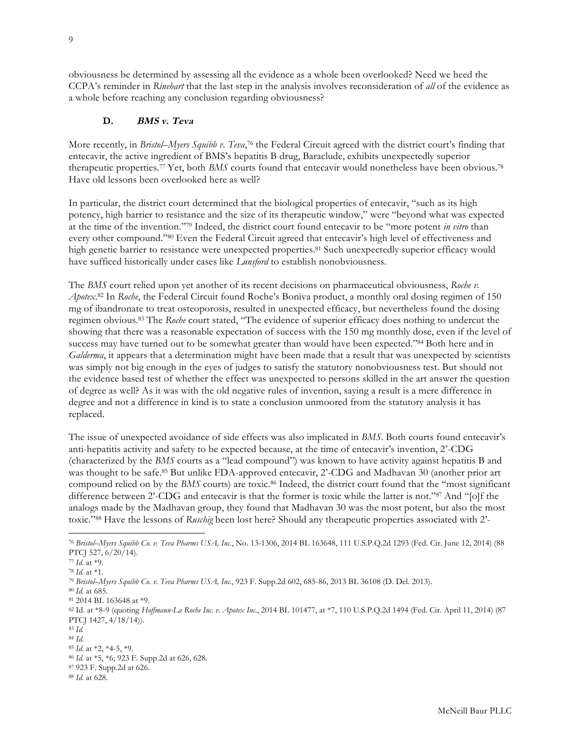obviousness be determined by assessing all the evidence as a whole been overlooked? Need we heed the CCPA's reminder in *Rinehart* that the last step in the analysis involves reconsideration of *all* of the evidence as a whole before reaching any conclusion regarding obviousness?

### D. *BMS v. Teva*

More recently, in *Bristol–Myers Squibb v. Teva*,[76] the Federal Circuit agreed with the district court's finding that entecavir, the active ingredient of BMS's hepatitis B drug, Baraclude, exhibits unexpectedly superior therapeutic properties.[77] Yet, both *BMS* courts found that entecavir would nonetheless have been obvious.[78] Have old lessons been overlooked here as well?

In particular, the district court determined that the biological properties of entecavir, "such as its high potency, high barrier to resistance and the size of its therapeutic window," were "beyond what was expected at the time of the invention."[79] Indeed, the district court found entecavir to be "more potent *in vitro* than every other compound."[80] Even the Federal Circuit agreed that entecavir's high level of effectiveness and high genetic barrier to resistance were unexpected properties.[81] Such unexpectedly superior efficacy would have sufficed historically under cases like *Lunsford* to establish nonobviousness.

The *BMS* court relied upon yet another of its recent decisions on pharmaceutical obviousness, *Roche v. Apotex*.[82] In *Roche*, the Federal Circuit found Roche's Boniva product, a monthly oral dosing regimen of 150 mg of ibandronate to treat osteoporosis, resulted in unexpected efficacy, but nevertheless found the dosing regimen obvious.[83] The *Roche* court stated, "The evidence of superior efficacy does nothing to undercut the showing that there was a reasonable expectation of success with the 150 mg monthly dose, even if the level of success may have turned out to be somewhat greater than would have been expected."[84] Both here and in *Galderma*, it appears that a determination might have been made that a result that was unexpected by scientists was simply not big enough in the eyes of judges to satisfy the statutory nonobviousness test. But should not the evidence based test of whether the effect was unexpected to persons skilled in the art answer the question of degree as well? As it was with the old negative rules of invention, saying a result is a mere difference in degree and not a difference in kind is to state a conclusion unmoored from the statutory analysis it has replaced.

The issue of unexpected avoidance of side effects was also implicated in *BMS*. Both courts found entecavir's anti-hepatitis activity and safety to be expected because, at the time of entecavir's invention, 2'-CDG (characterized by the *BMS* courts as a "lead compound") was known to have activity against hepatitis B and was thought to be safe.[85] But unlike FDA-approved entecavir, 2'-CDG and Madhavan 30 (another prior art compound relied on by the *BMS* courts) are toxic.[86] Indeed, the district court found that the "most significant difference between 2'-CDG and entecavir is that the former is toxic while the latter is not."[87] And "[o]f the analogs made by the Madhavan group, they found that Madhavan 30 was the most potent, but also the most toxic."[88] Have the lessons of *Ruschig* been lost here? Should any therapeutic properties associated with 2'-

---

[76] *Bristol–Myers Squibb Co. v. Teva Pharms USA, Inc.*, No. 13-1306, 2014 BL 163648, 111 U.S.P.Q.2d 1293 (Fed. Cir. June 12, 2014) (88 PTCJ 527, 6/20/14).

[77] *Id.* at *9.

[78] *Id.* at *1.

[79] *Bristol–Myers Squibb Co. v. Teva Pharms USA, Inc.*, 923 F. Supp.2d 602, 685-86, 2013 BL 36108 (D. Del. 2013).

[80] *Id.* at 685.

[81] 2014 BL 163648 at *9.

[82] Id. at *8-9 (quoting *Hoffmann-La Roche Inc. v. Apotex Inc.*, 2014 BL 101477, at *7, 110 U.S.P.Q.2d 1494 (Fed. Cir. April 11, 2014) (87 PTCJ 1427, 4/18/14)).

[83] *Id.*

[84] *Id.*

[85] *Id.* at *2, *4-5, *9.

[86] *Id.* at *5, *6; 923 F. Supp.2d at 626, 628.

[87] 923 F. Supp.2d at 626.

[88] *Id.* at 628.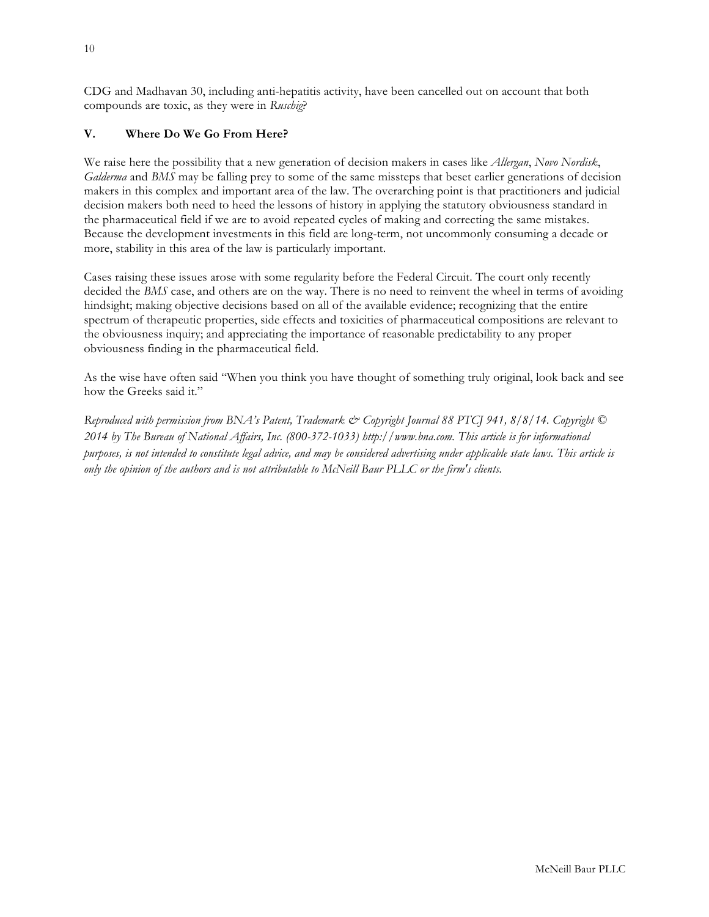CDG and Madhavan 30, including anti-hepatitis activity, have been cancelled out on account that both compounds are toxic, as they were in *Ruschig*?

## V. Where Do We Go From Here?

We raise here the possibility that a new generation of decision makers in cases like *Allergan*, *Novo Nordisk*, *Galderma* and *BMS* may be falling prey to some of the same missteps that beset earlier generations of decision makers in this complex and important area of the law. The overarching point is that practitioners and judicial decision makers both need to heed the lessons of history in applying the statutory obviousness standard in the pharmaceutical field if we are to avoid repeated cycles of making and correcting the same mistakes. Because the development investments in this field are long-term, not uncommonly consuming a decade or more, stability in this area of the law is particularly important.

Cases raising these issues arose with some regularity before the Federal Circuit. The court only recently decided the *BMS* case, and others are on the way. There is no need to reinvent the wheel in terms of avoiding hindsight; making objective decisions based on all of the available evidence; recognizing that the entire spectrum of therapeutic properties, side effects and toxicities of pharmaceutical compositions are relevant to the obviousness inquiry; and appreciating the importance of reasonable predictability to any proper obviousness finding in the pharmaceutical field.

As the wise have often said "When you think you have thought of something truly original, look back and see how the Greeks said it."

*Reproduced with permission from BNA's Patent, Trademark & Copyright Journal 88 PTCJ 941, 8/8/14. Copyright © 2014 by The Bureau of National Affairs, Inc. (800-372-1033) http://www.bna.com. This article is for informational purposes, is not intended to constitute legal advice, and may be considered advertising under applicable state laws. This article is only the opinion of the authors and is not attributable to McNeill Baur PLLC or the firm's clients.*